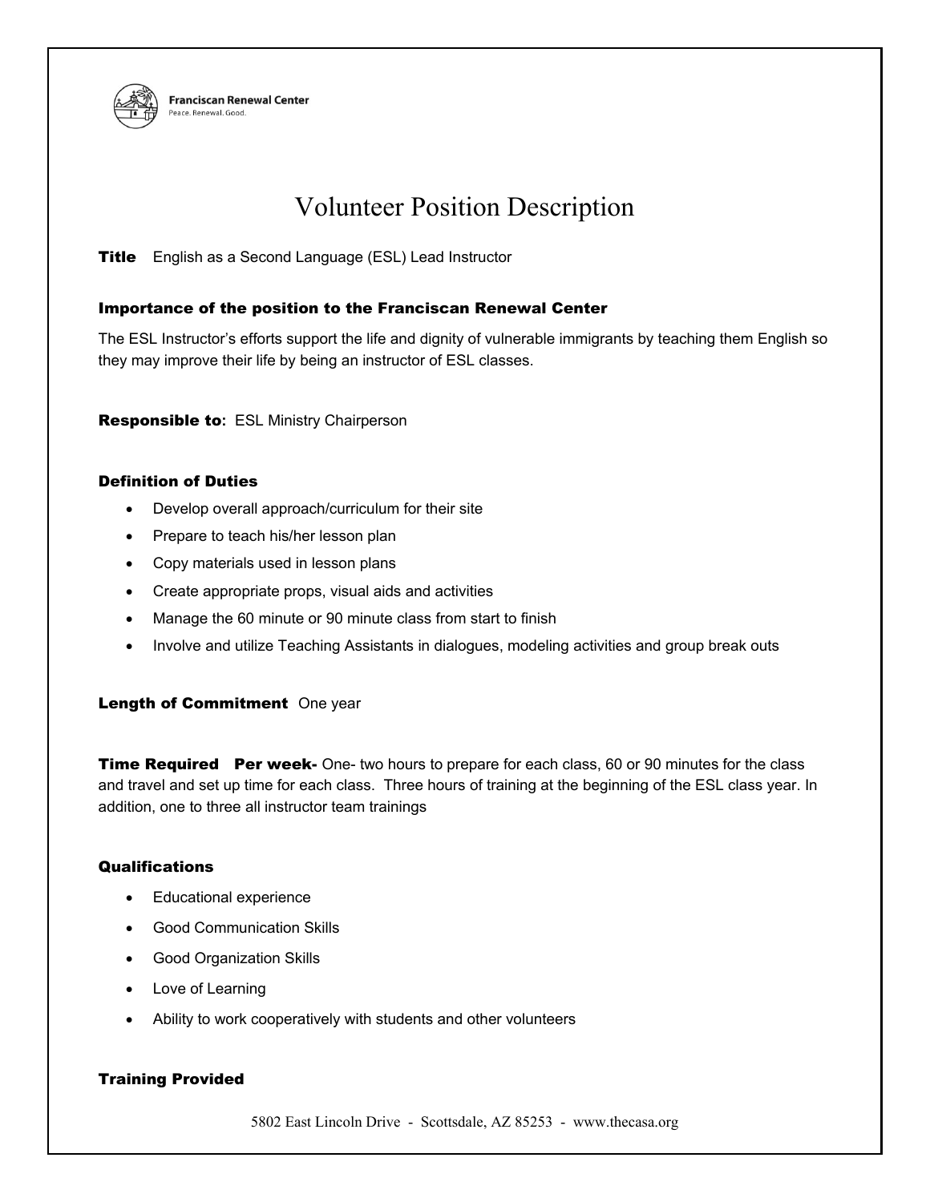Franciscan Renewal Center
Peace. Renewal. Good.

# Volunteer Position Description

**Title** English as a Second Language (ESL) Lead Instructor

### Importance of the position to the Franciscan Renewal Center

The ESL Instructor's efforts support the life and dignity of vulnerable immigrants by teaching them English so they may improve their life by being an instructor of ESL classes.

**Responsible to:** ESL Ministry Chairperson

### Definition of Duties

- Develop overall approach/curriculum for their site
- Prepare to teach his/her lesson plan
- Copy materials used in lesson plans
- Create appropriate props, visual aids and activities
- Manage the 60 minute or 90 minute class from start to finish
- Involve and utilize Teaching Assistants in dialogues, modeling activities and group break outs

**Length of Commitment** One year

**Time Required Per week-** One- two hours to prepare for each class, 60 or 90 minutes for the class and travel and set up time for each class. Three hours of training at the beginning of the ESL class year. In addition, one to three all instructor team trainings

### Qualifications

- Educational experience
- Good Communication Skills
- Good Organization Skills
- Love of Learning
- Ability to work cooperatively with students and other volunteers

### Training Provided

5802 East Lincoln Drive - Scottsdale, AZ 85253 - www.thecasa.org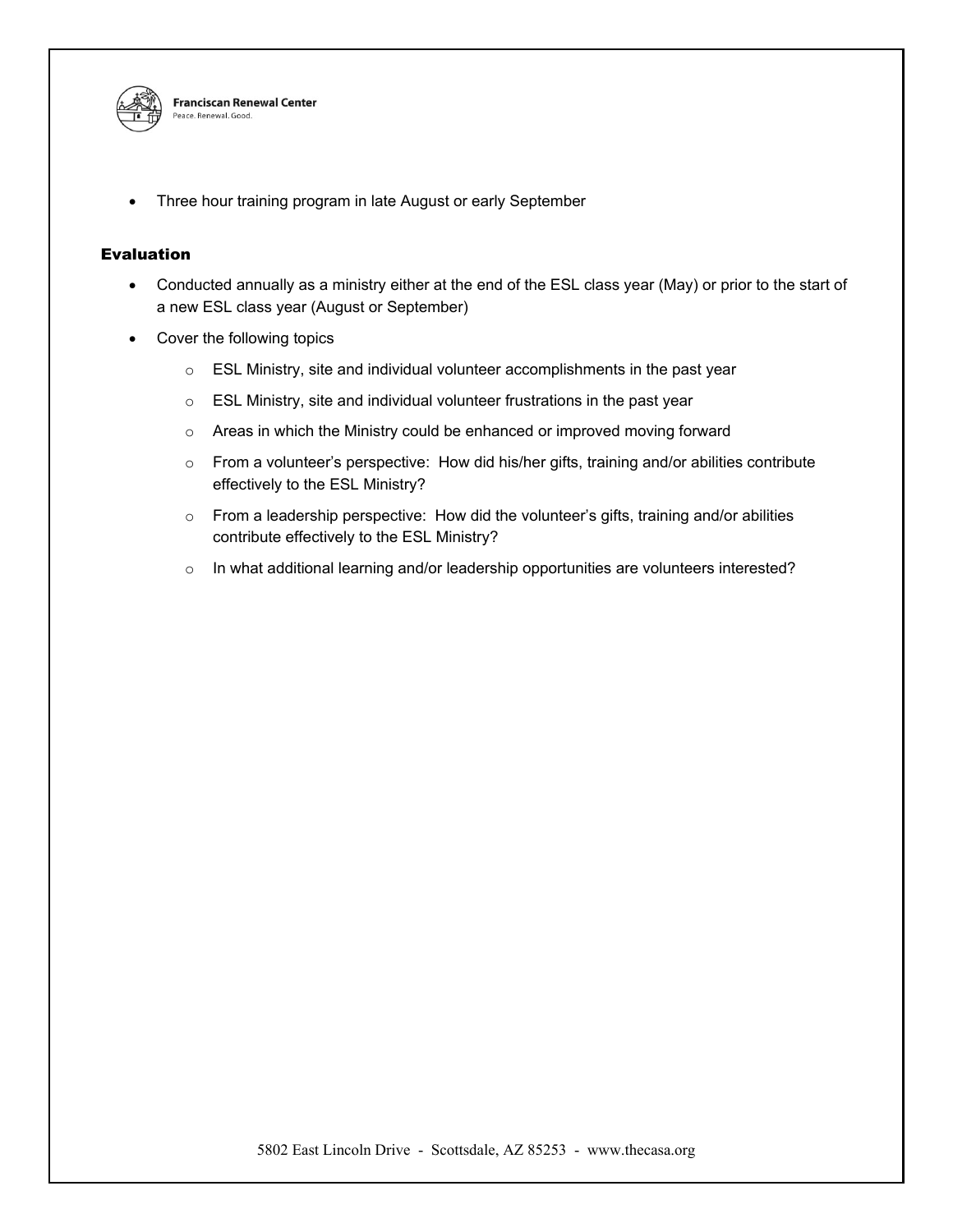- Three hour training program in late August or early September

## Evaluation

- Conducted annually as a ministry either at the end of the ESL class year (May) or prior to the start of a new ESL class year (August or September)
- Cover the following topics
  - ESL Ministry, site and individual volunteer accomplishments in the past year
  - ESL Ministry, site and individual volunteer frustrations in the past year
  - Areas in which the Ministry could be enhanced or improved moving forward
  - From a volunteer's perspective: How did his/her gifts, training and/or abilities contribute effectively to the ESL Ministry?
  - From a leadership perspective: How did the volunteer's gifts, training and/or abilities contribute effectively to the ESL Ministry?
  - In what additional learning and/or leadership opportunities are volunteers interested?